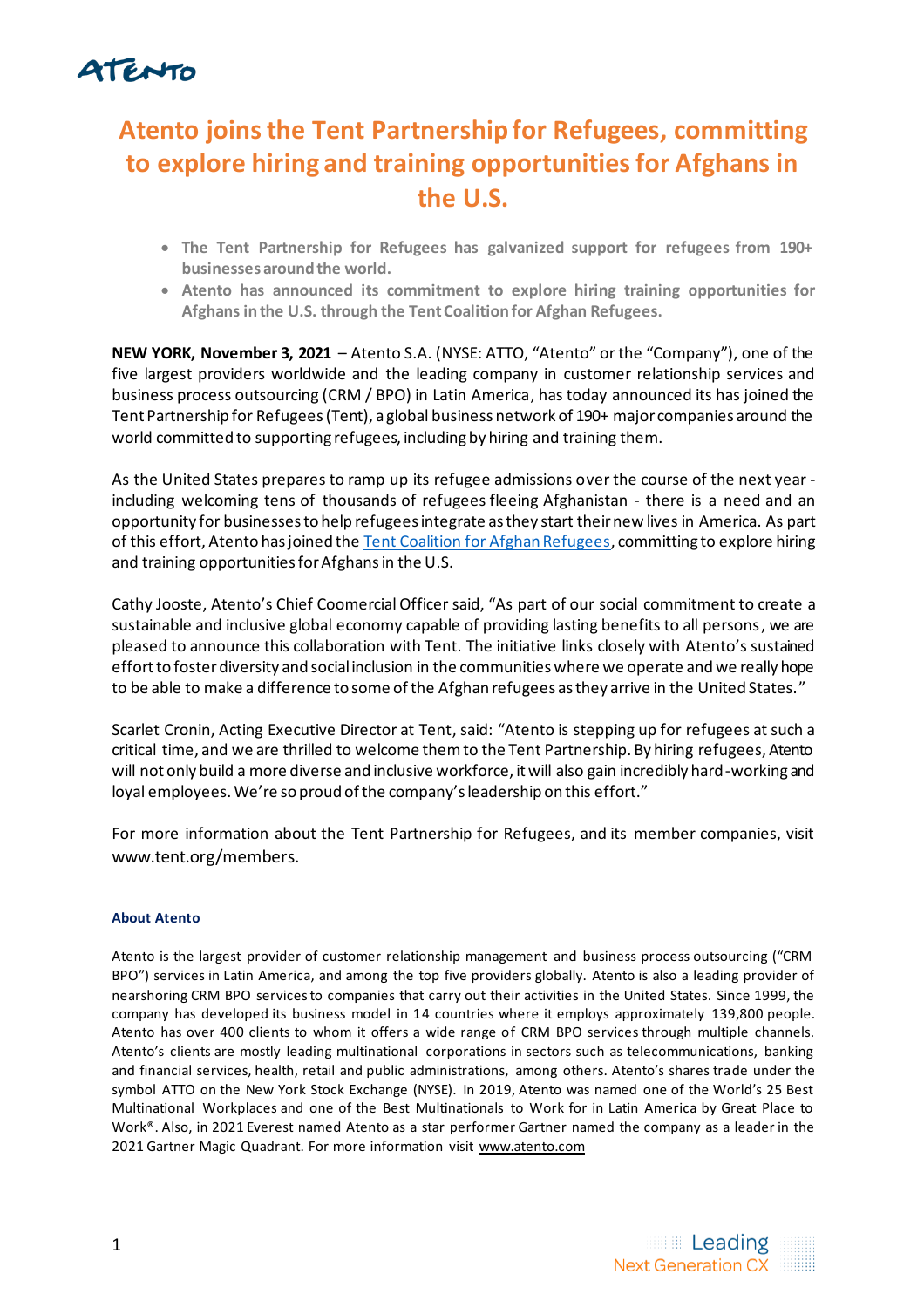# Atento joins the Tent Partnership for Refugees, committing to explore hiring and training opportunities for Afghans in the U.S.

- **The Tent Partnership for Refugees has galvanized support for refugees from 190+ businesses around the world.**
- **Atento has announced its commitment to explore hiring training opportunities for Afghans in the U.S. through the Tent Coalition for Afghan Refugees.**

**NEW YORK, November 3, 2021** – Atento S.A. (NYSE: ATTO, "Atento" or the "Company"), one of the five largest providers worldwide and the leading company in customer relationship services and business process outsourcing (CRM / BPO) in Latin America, has today announced its has joined the Tent Partnership for Refugees (Tent), a global business network of 190+ major companies around the world committed to supporting refugees, including by hiring and training them.

As the United States prepares to ramp up its refugee admissions over the course of the next year - including welcoming tens of thousands of refugees fleeing Afghanistan - there is a need and an opportunity for businesses to help refugees integrate as they start their new lives in America. As part of this effort, Atento has joined the [Tent Coalition for Afghan Refugees](), committing to explore hiring and training opportunities for Afghans in the U.S.

Cathy Jooste, Atento's Chief Coomercial Officer said, "As part of our social commitment to create a sustainable and inclusive global economy capable of providing lasting benefits to all persons, we are pleased to announce this collaboration with Tent. The initiative links closely with Atento's sustained effort to foster diversity and social inclusion in the communities where we operate and we really hope to be able to make a difference to some of the Afghan refugees as they arrive in the United States."

Scarlet Cronin, Acting Executive Director at Tent, said: "Atento is stepping up for refugees at such a critical time, and we are thrilled to welcome them to the Tent Partnership. By hiring refugees, Atento will not only build a more diverse and inclusive workforce, it will also gain incredibly hard-working and loyal employees. We're so proud of the company's leadership on this effort."

For more information about the Tent Partnership for Refugees, and its member companies, visit www.tent.org/members.

#### About Atento

Atento is the largest provider of customer relationship management and business process outsourcing ("CRM BPO") services in Latin America, and among the top five providers globally. Atento is also a leading provider of nearshoring CRM BPO services to companies that carry out their activities in the United States. Since 1999, the company has developed its business model in 14 countries where it employs approximately 139,800 people. Atento has over 400 clients to whom it offers a wide range of CRM BPO services through multiple channels. Atento's clients are mostly leading multinational corporations in sectors such as telecommunications, banking and financial services, health, retail and public administrations, among others. Atento's shares trade under the symbol ATTO on the New York Stock Exchange (NYSE). In 2019, Atento was named one of the World's 25 Best Multinational Workplaces and one of the Best Multinationals to Work for in Latin America by Great Place to Work®. Also, in 2021 Everest named Atento as a star performer Gartner named the company as a leader in the 2021 Gartner Magic Quadrant. For more information visit www.atento.com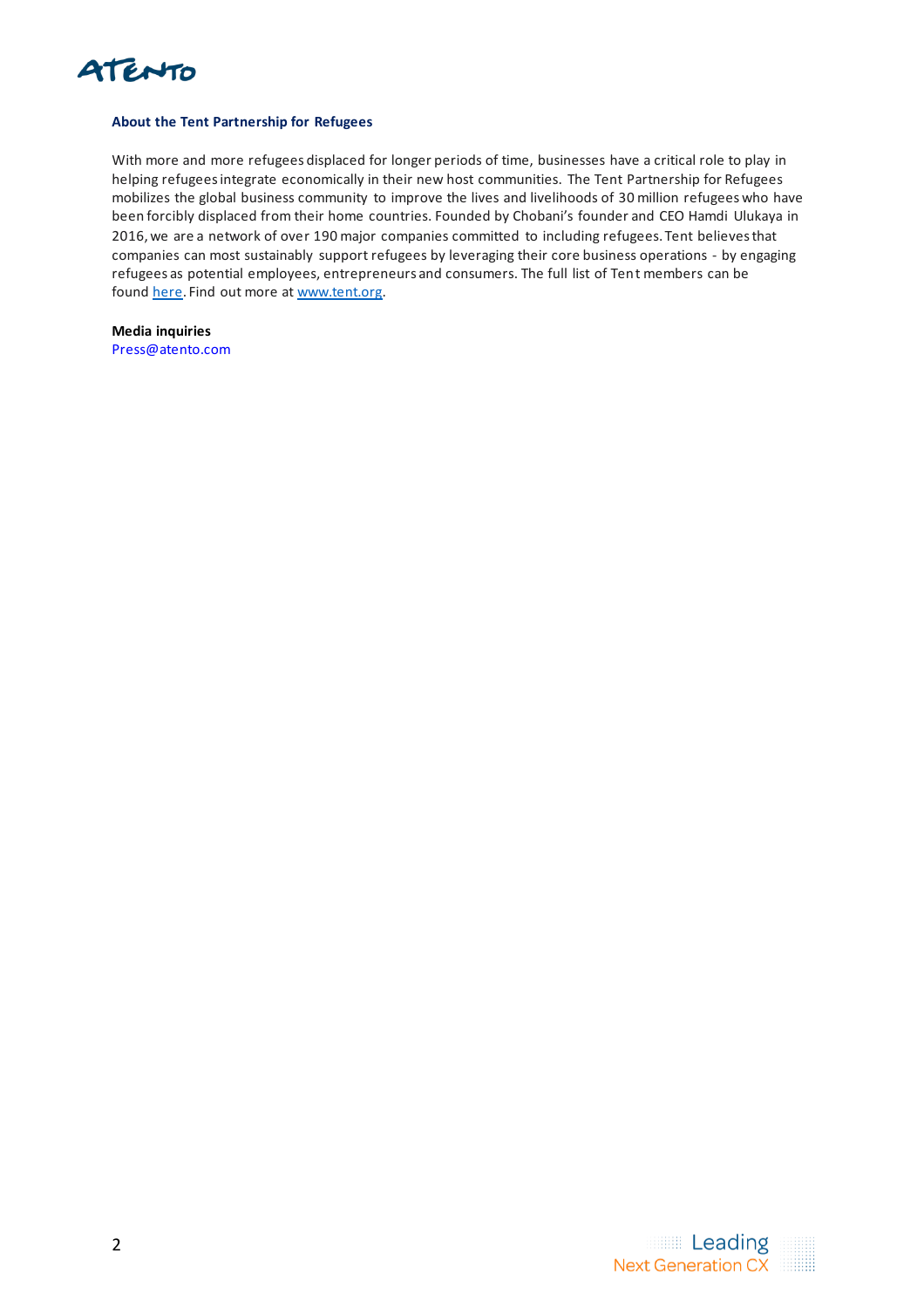### About the Tent Partnership for Refugees

With more and more refugees displaced for longer periods of time, businesses have a critical role to play in helping refugees integrate economically in their new host communities. The Tent Partnership for Refugees mobilizes the global business community to improve the lives and livelihoods of 30 million refugees who have been forcibly displaced from their home countries. Founded by Chobani's founder and CEO Hamdi Ulukaya in 2016, we are a network of over 190 major companies committed to including refugees. Tent believes that companies can most sustainably support refugees by leveraging their core business operations - by engaging refugees as potential employees, entrepreneurs and consumers. The full list of Tent members can be found here. Find out more at www.tent.org.

**Media inquiries**
Press@atento.com